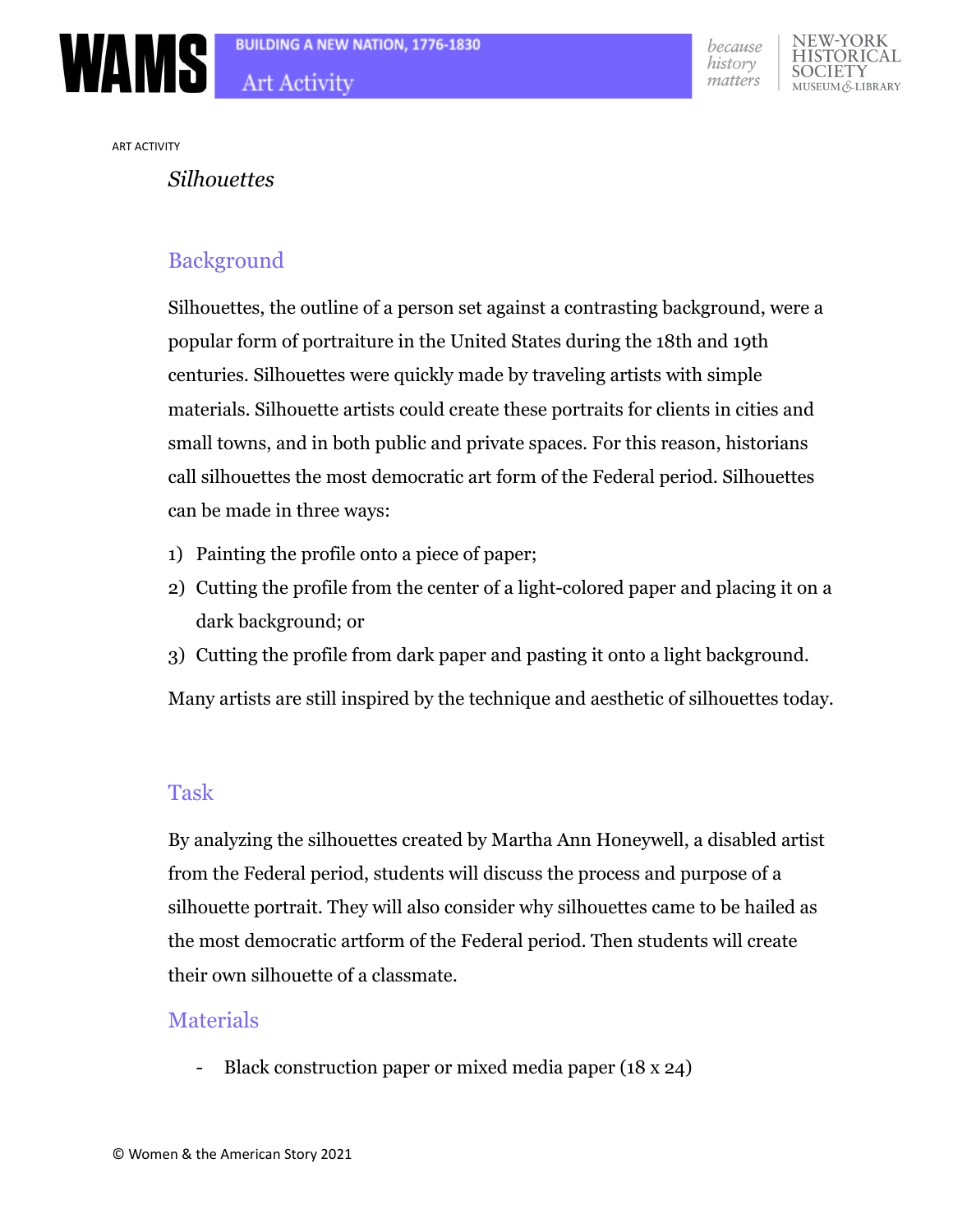ART ACTIVITY

# *Silhouettes*

## Background

Silhouettes, the outline of a person set against a contrasting background, were a popular form of portraiture in the United States during the 18th and 19th centuries. Silhouettes were quickly made by traveling artists with simple materials. Silhouette artists could create these portraits for clients in cities and small towns, and in both public and private spaces. For this reason, historians call silhouettes the most democratic art form of the Federal period. Silhouettes can be made in three ways:

1) Painting the profile onto a piece of paper;
2) Cutting the profile from the center of a light-colored paper and placing it on a dark background; or
3) Cutting the profile from dark paper and pasting it onto a light background.

Many artists are still inspired by the technique and aesthetic of silhouettes today.

## Task

By analyzing the silhouettes created by Martha Ann Honeywell, a disabled artist from the Federal period, students will discuss the process and purpose of a silhouette portrait. They will also consider why silhouettes came to be hailed as the most democratic artform of the Federal period. Then students will create their own silhouette of a classmate.

## Materials

- Black construction paper or mixed media paper (18 x 24)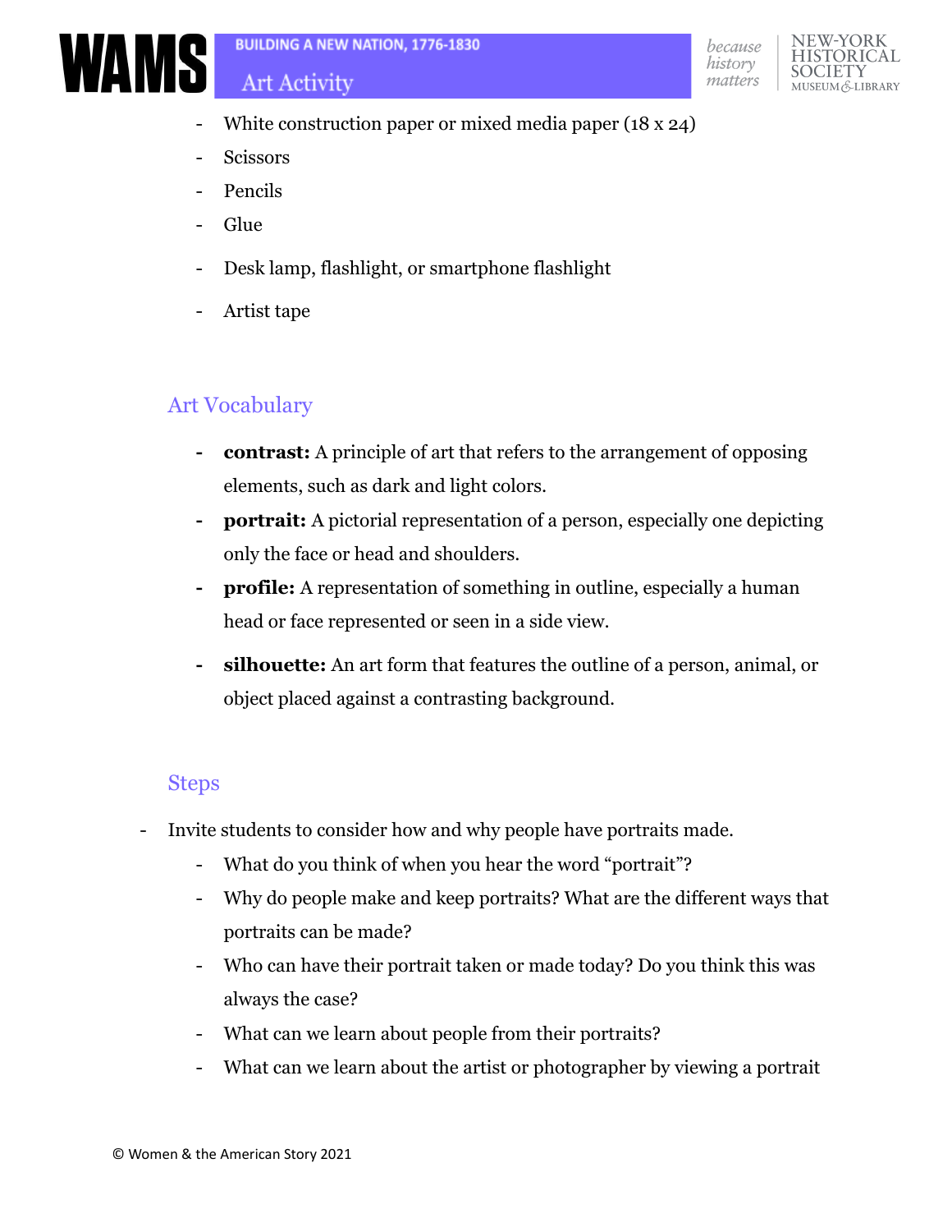- White construction paper or mixed media paper (18 x 24)
- Scissors
- Pencils
- Glue
- Desk lamp, flashlight, or smartphone flashlight
- Artist tape

## Art Vocabulary

- **contrast:** A principle of art that refers to the arrangement of opposing elements, such as dark and light colors.
- **portrait:** A pictorial representation of a person, especially one depicting only the face or head and shoulders.
- **profile:** A representation of something in outline, especially a human head or face represented or seen in a side view.
- **silhouette:** An art form that features the outline of a person, animal, or object placed against a contrasting background.

## Steps

- Invite students to consider how and why people have portraits made.
  - What do you think of when you hear the word "portrait"?
  - Why do people make and keep portraits? What are the different ways that portraits can be made?
  - Who can have their portrait taken or made today? Do you think this was always the case?
  - What can we learn about people from their portraits?
  - What can we learn about the artist or photographer by viewing a portrait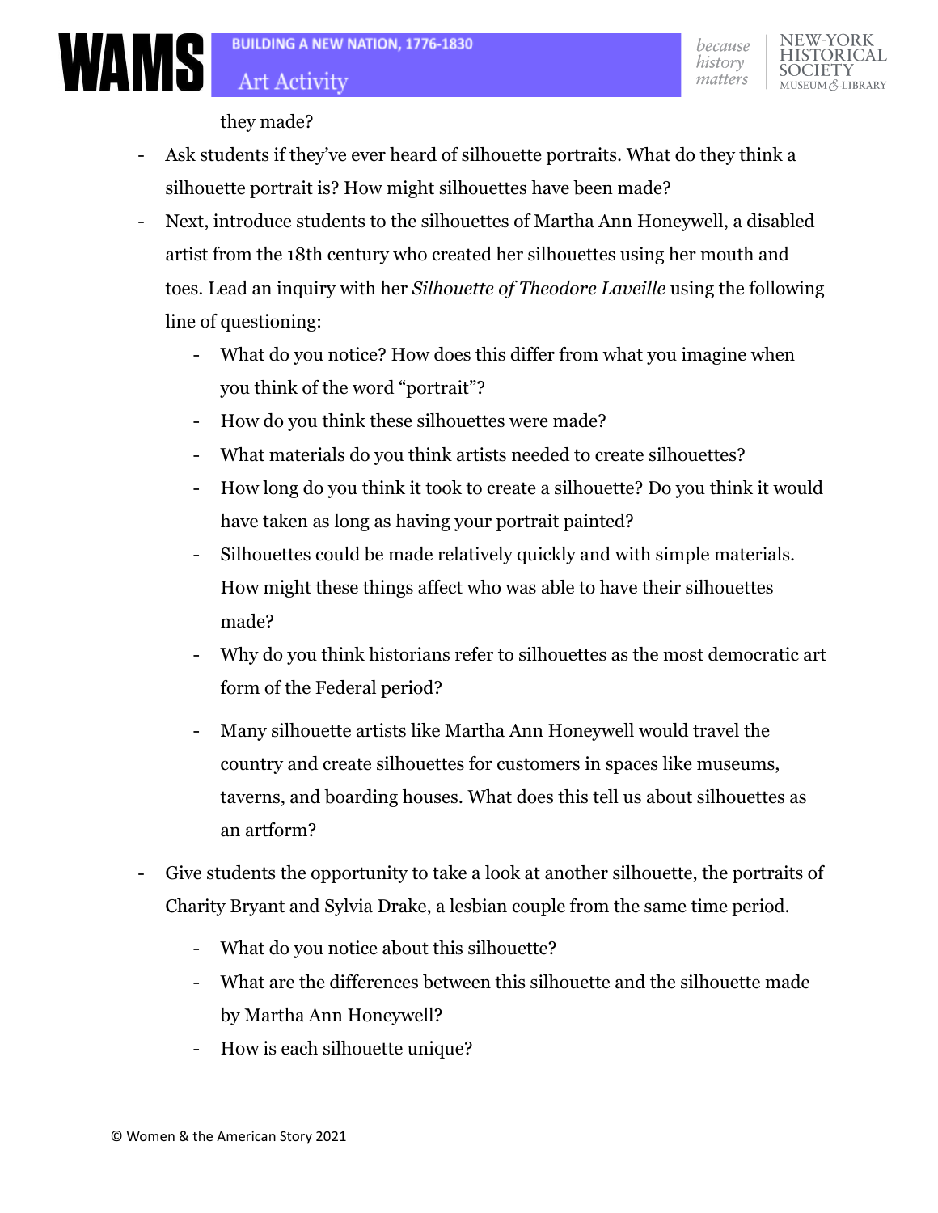they made?

- Ask students if they've ever heard of silhouette portraits. What do they think a silhouette portrait is? How might silhouettes have been made?
- Next, introduce students to the silhouettes of Martha Ann Honeywell, a disabled artist from the 18th century who created her silhouettes using her mouth and toes. Lead an inquiry with her *Silhouette of Theodore Laveille* using the following line of questioning:
  - What do you notice? How does this differ from what you imagine when you think of the word "portrait"?
  - How do you think these silhouettes were made?
  - What materials do you think artists needed to create silhouettes?
  - How long do you think it took to create a silhouette? Do you think it would have taken as long as having your portrait painted?
  - Silhouettes could be made relatively quickly and with simple materials. How might these things affect who was able to have their silhouettes made?
  - Why do you think historians refer to silhouettes as the most democratic art form of the Federal period?
  - Many silhouette artists like Martha Ann Honeywell would travel the country and create silhouettes for customers in spaces like museums, taverns, and boarding houses. What does this tell us about silhouettes as an artform?
- Give students the opportunity to take a look at another silhouette, the portraits of Charity Bryant and Sylvia Drake, a lesbian couple from the same time period.
  - What do you notice about this silhouette?
  - What are the differences between this silhouette and the silhouette made by Martha Ann Honeywell?
  - How is each silhouette unique?

© Women & the American Story 2021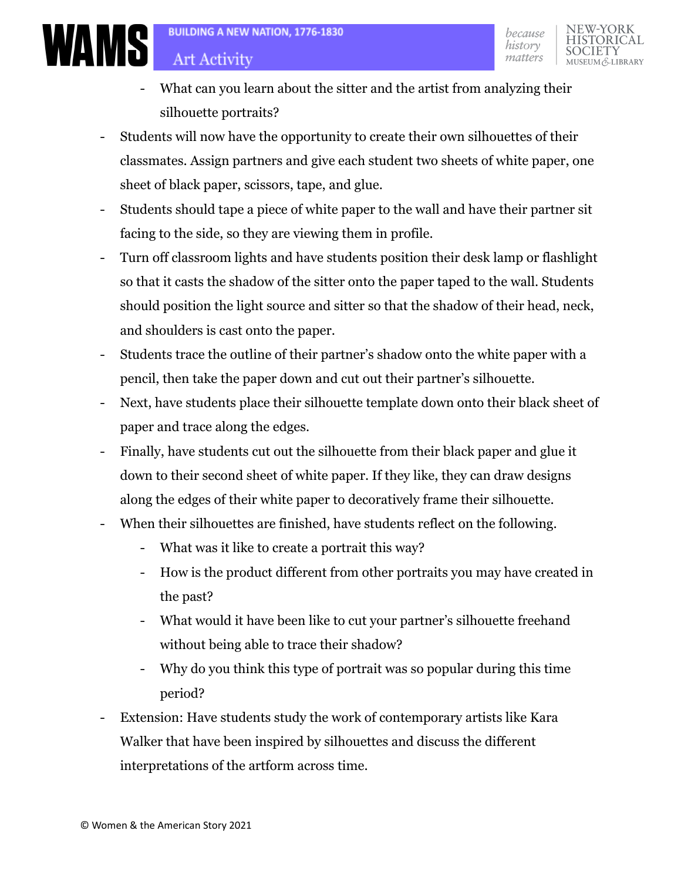- What can you learn about the sitter and the artist from analyzing their silhouette portraits?
- Students will now have the opportunity to create their own silhouettes of their classmates. Assign partners and give each student two sheets of white paper, one sheet of black paper, scissors, tape, and glue.
- Students should tape a piece of white paper to the wall and have their partner sit facing to the side, so they are viewing them in profile.
- Turn off classroom lights and have students position their desk lamp or flashlight so that it casts the shadow of the sitter onto the paper taped to the wall. Students should position the light source and sitter so that the shadow of their head, neck, and shoulders is cast onto the paper.
- Students trace the outline of their partner's shadow onto the white paper with a pencil, then take the paper down and cut out their partner's silhouette.
- Next, have students place their silhouette template down onto their black sheet of paper and trace along the edges.
- Finally, have students cut out the silhouette from their black paper and glue it down to their second sheet of white paper. If they like, they can draw designs along the edges of their white paper to decoratively frame their silhouette.
- When their silhouettes are finished, have students reflect on the following.
    - What was it like to create a portrait this way?
    - How is the product different from other portraits you may have created in the past?
    - What would it have been like to cut your partner's silhouette freehand without being able to trace their shadow?
    - Why do you think this type of portrait was so popular during this time period?
- Extension: Have students study the work of contemporary artists like Kara Walker that have been inspired by silhouettes and discuss the different interpretations of the artform across time.

© Women & the American Story 2021